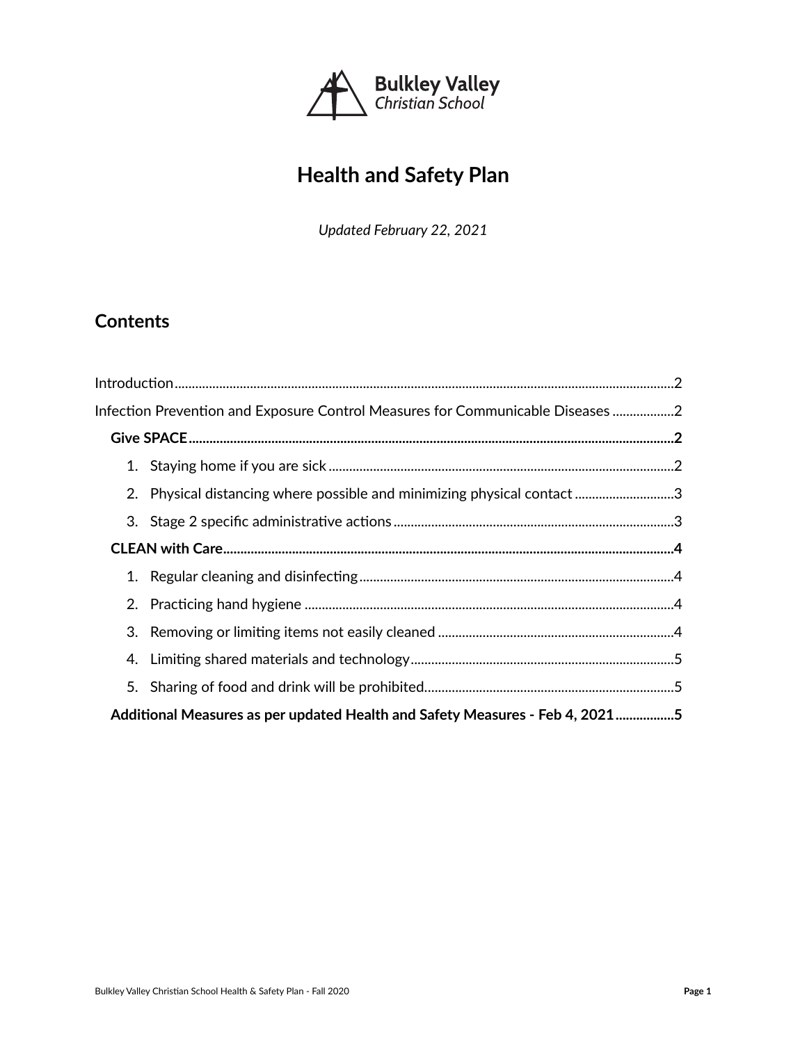Bulkley Valley
Christian School

# Health and Safety Plan

*Updated February 22, 2021*

## Contents

Introduction ........ 2

Infection Prevention and Exposure Control Measures for Communicable Diseases ........ 2

- **Give SPACE ........ 2**
  1. Staying home if you are sick ........ 2
  2. Physical distancing where possible and minimizing physical contact ........ 3
  3. Stage 2 specific administrative actions ........ 3
- **CLEAN with Care ........ 4**
  1. Regular cleaning and disinfecting ........ 4
  2. Practicing hand hygiene ........ 4
  3. Removing or limiting items not easily cleaned ........ 4
  4. Limiting shared materials and technology ........ 5
  5. Sharing of food and drink will be prohibited ........ 5
- **Additional Measures as per updated Health and Safety Measures - Feb 4, 2021 ........ 5**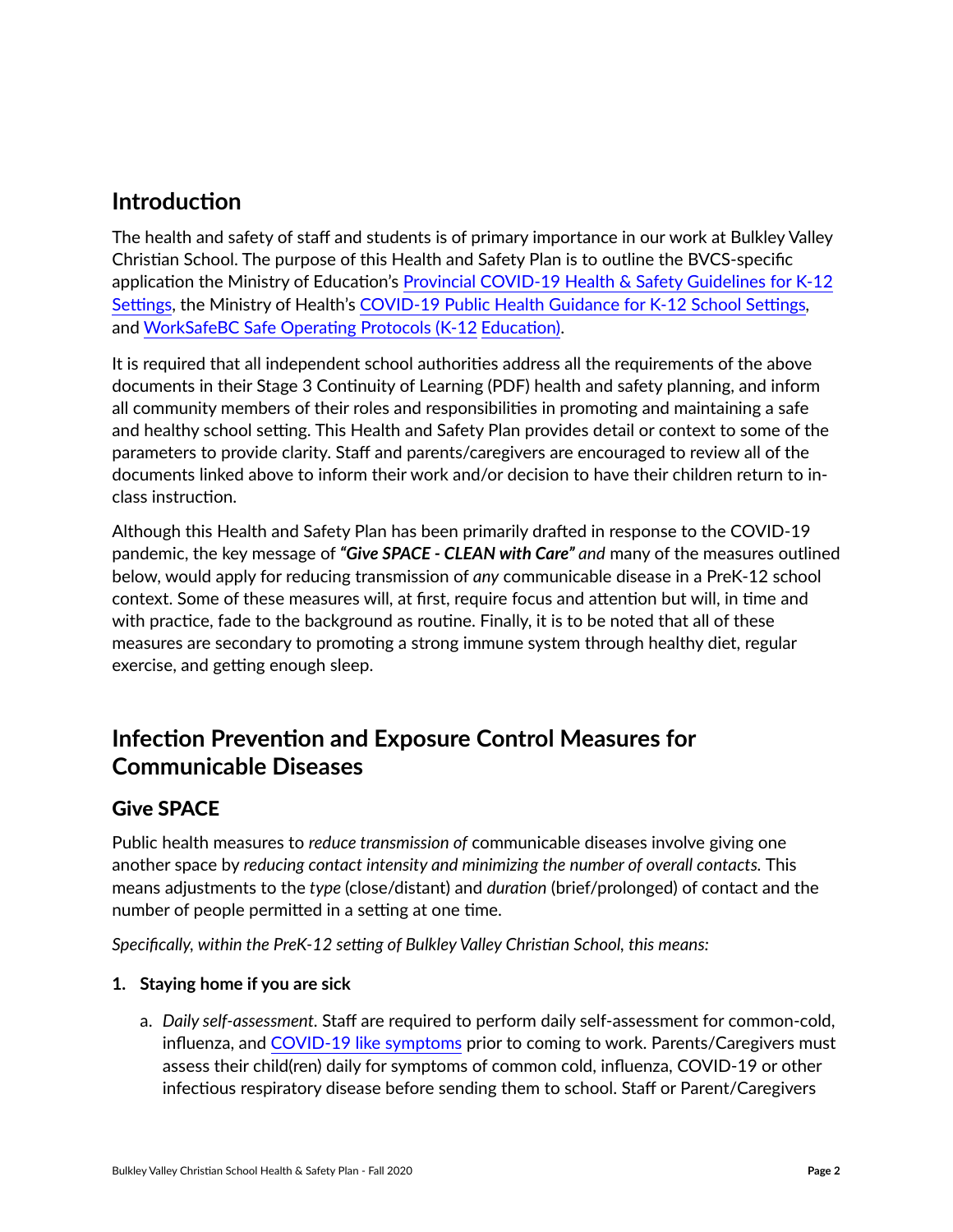## Introduction

The health and safety of staff and students is of primary importance in our work at Bulkley Valley Christian School. The purpose of this Health and Safety Plan is to outline the BVCS-specific application the Ministry of Education's [Provincial COVID-19 Health & Safety Guidelines for K-12 Settings](), the Ministry of Health's [COVID-19 Public Health Guidance for K-12 School Settings](), and [WorkSafeBC Safe Operating Protocols (K-12 Education)]().

It is required that all independent school authorities address all the requirements of the above documents in their Stage 3 Continuity of Learning (PDF) health and safety planning, and inform all community members of their roles and responsibilities in promoting and maintaining a safe and healthy school setting. This Health and Safety Plan provides detail or context to some of the parameters to provide clarity. Staff and parents/caregivers are encouraged to review all of the documents linked above to inform their work and/or decision to have their children return to in-class instruction.

Although this Health and Safety Plan has been primarily drafted in response to the COVID-19 pandemic, the key message of ***"Give SPACE - CLEAN with Care"*** *and* many of the measures outlined below, would apply for reducing transmission of *any* communicable disease in a PreK-12 school context. Some of these measures will, at first, require focus and attention but will, in time and with practice, fade to the background as routine. Finally, it is to be noted that all of these measures are secondary to promoting a strong immune system through healthy diet, regular exercise, and getting enough sleep.

## Infection Prevention and Exposure Control Measures for Communicable Diseases

### Give SPACE

Public health measures to *reduce transmission of* communicable diseases involve giving one another space by *reducing contact intensity and minimizing the number of overall contacts.* This means adjustments to the *type* (close/distant) and *duration* (brief/prolonged) of contact and the number of people permitted in a setting at one time.

*Specifically, within the PreK-12 setting of Bulkley Valley Christian School, this means:*

1. **Staying home if you are sick**
   a. *Daily self-assessment*. Staff are required to perform daily self-assessment for common-cold, influenza, and [COVID-19 like symptoms]() prior to coming to work. Parents/Caregivers must assess their child(ren) daily for symptoms of common cold, influenza, COVID-19 or other infectious respiratory disease before sending them to school. Staff or Parent/Caregivers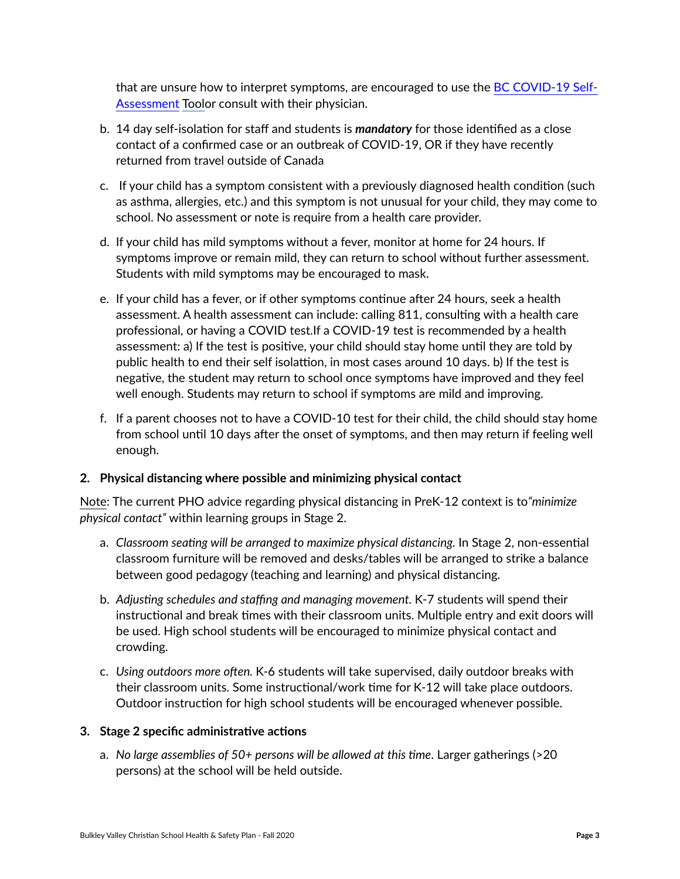that are unsure how to interpret symptoms, are encouraged to use the [BC COVID-19 Self-Assessment](#) Toolor consult with their physician.

b. 14 day self-isolation for staff and students is ***mandatory*** for those identified as a close contact of a confirmed case or an outbreak of COVID-19, OR if they have recently returned from travel outside of Canada

c. If your child has a symptom consistent with a previously diagnosed health condition (such as asthma, allergies, etc.) and this symptom is not unusual for your child, they may come to school. No assessment or note is require from a health care provider.

d. If your child has mild symptoms without a fever, monitor at home for 24 hours. If symptoms improve or remain mild, they can return to school without further assessment. Students with mild symptoms may be encouraged to mask.

e. If your child has a fever, or if other symptoms continue after 24 hours, seek a health assessment. A health assessment can include: calling 811, consulting with a health care professional, or having a COVID test.If a COVID-19 test is recommended by a health assessment: a) If the test is positive, your child should stay home until they are told by public health to end their self isolattion, in most cases around 10 days. b) If the test is negative, the student may return to school once symptoms have improved and they feel well enough. Students may return to school if symptoms are mild and improving.

f. If a parent chooses not to have a COVID-10 test for their child, the child should stay home from school until 10 days after the onset of symptoms, and then may return if feeling well enough.

**2. Physical distancing where possible and minimizing physical contact**

Note: The current PHO advice regarding physical distancing in PreK-12 context is to*"minimize physical contact"* within learning groups in Stage 2.

a. *Classroom seating will be arranged to maximize physical distancing.* In Stage 2, non-essential classroom furniture will be removed and desks/tables will be arranged to strike a balance between good pedagogy (teaching and learning) and physical distancing.

b. *Adjusting schedules and staffing and managing movement.* K-7 students will spend their instructional and break times with their classroom units. Multiple entry and exit doors will be used. High school students will be encouraged to minimize physical contact and crowding.

c. *Using outdoors more often.* K-6 students will take supervised, daily outdoor breaks with their classroom units. Some instructional/work time for K-12 will take place outdoors. Outdoor instruction for high school students will be encouraged whenever possible.

**3. Stage 2 specific administrative actions**

a. *No large assemblies of 50+ persons will be allowed at this time*. Larger gatherings (>20 persons) at the school will be held outside.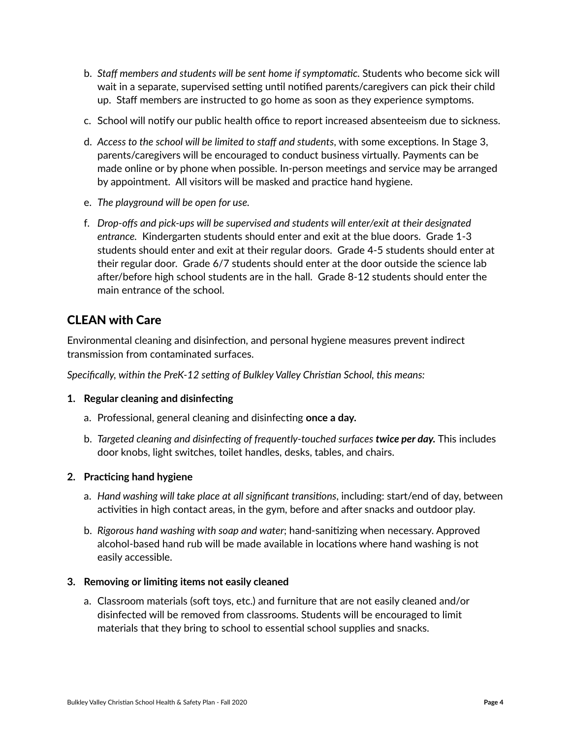b. *Staff members and students will be sent home if symptomatic.* Students who become sick will wait in a separate, supervised setting until notified parents/caregivers can pick their child up. Staff members are instructed to go home as soon as they experience symptoms.

c. School will notify our public health office to report increased absenteeism due to sickness.

d. *Access to the school will be limited to staff and students*, with some exceptions. In Stage 3, parents/caregivers will be encouraged to conduct business virtually. Payments can be made online or by phone when possible. In-person meetings and service may be arranged by appointment. All visitors will be masked and practice hand hygiene.

e. *The playground will be open for use.*

f. *Drop-offs and pick-ups will be supervised and students will enter/exit at their designated entrance.* Kindergarten students should enter and exit at the blue doors. Grade 1-3 students should enter and exit at their regular doors. Grade 4-5 students should enter at their regular door. Grade 6/7 students should enter at the door outside the science lab after/before high school students are in the hall. Grade 8-12 students should enter the main entrance of the school.

## CLEAN with Care

Environmental cleaning and disinfection, and personal hygiene measures prevent indirect transmission from contaminated surfaces.

*Specifically, within the PreK-12 setting of Bulkley Valley Christian School, this means:*

**1. Regular cleaning and disinfecting**

a. Professional, general cleaning and disinfecting **once a day.**

b. *Targeted cleaning and disinfecting of frequently-touched surfaces* ***twice per day.*** This includes door knobs, light switches, toilet handles, desks, tables, and chairs.

**2. Practicing hand hygiene**

a. *Hand washing will take place at all significant transitions*, including: start/end of day, between activities in high contact areas, in the gym, before and after snacks and outdoor play.

b. *Rigorous hand washing with soap and water*; hand-sanitizing when necessary. Approved alcohol-based hand rub will be made available in locations where hand washing is not easily accessible.

**3. Removing or limiting items not easily cleaned**

a. Classroom materials (soft toys, etc.) and furniture that are not easily cleaned and/or disinfected will be removed from classrooms. Students will be encouraged to limit materials that they bring to school to essential school supplies and snacks.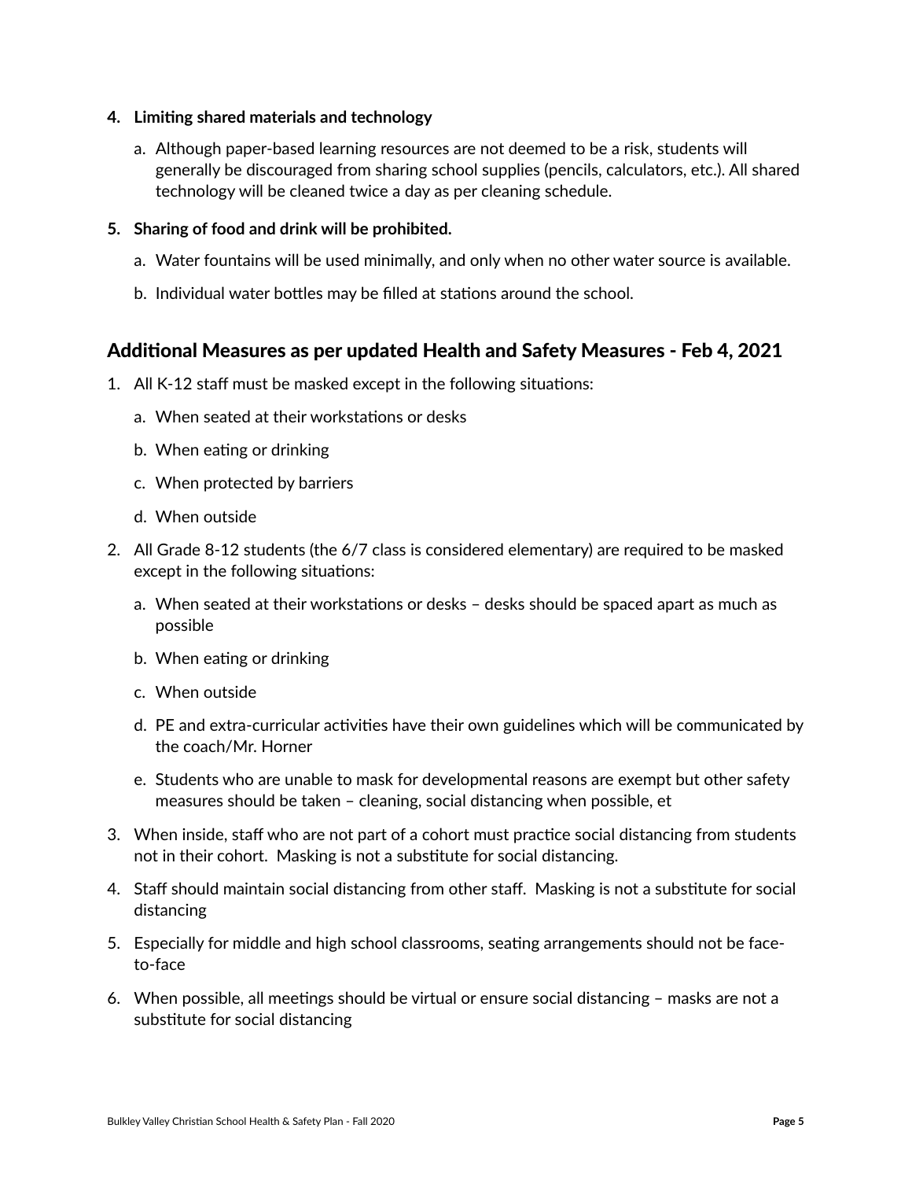4. **Limiting shared materials and technology**

    a. Although paper-based learning resources are not deemed to be a risk, students will generally be discouraged from sharing school supplies (pencils, calculators, etc.). All shared technology will be cleaned twice a day as per cleaning schedule.

5. **Sharing of food and drink will be prohibited.**

    a. Water fountains will be used minimally, and only when no other water source is available.

    b. Individual water bottles may be filled at stations around the school.

## Additional Measures as per updated Health and Safety Measures - Feb 4, 2021

1. All K-12 staff must be masked except in the following situations:
    a. When seated at their workstations or desks
    b. When eating or drinking
    c. When protected by barriers
    d. When outside
2. All Grade 8-12 students (the 6/7 class is considered elementary) are required to be masked except in the following situations:
    a. When seated at their workstations or desks – desks should be spaced apart as much as possible
    b. When eating or drinking
    c. When outside
    d. PE and extra-curricular activities have their own guidelines which will be communicated by the coach/Mr. Horner
    e. Students who are unable to mask for developmental reasons are exempt but other safety measures should be taken – cleaning, social distancing when possible, et
3. When inside, staff who are not part of a cohort must practice social distancing from students not in their cohort. Masking is not a substitute for social distancing.
4. Staff should maintain social distancing from other staff. Masking is not a substitute for social distancing
5. Especially for middle and high school classrooms, seating arrangements should not be face-to-face
6. When possible, all meetings should be virtual or ensure social distancing – masks are not a substitute for social distancing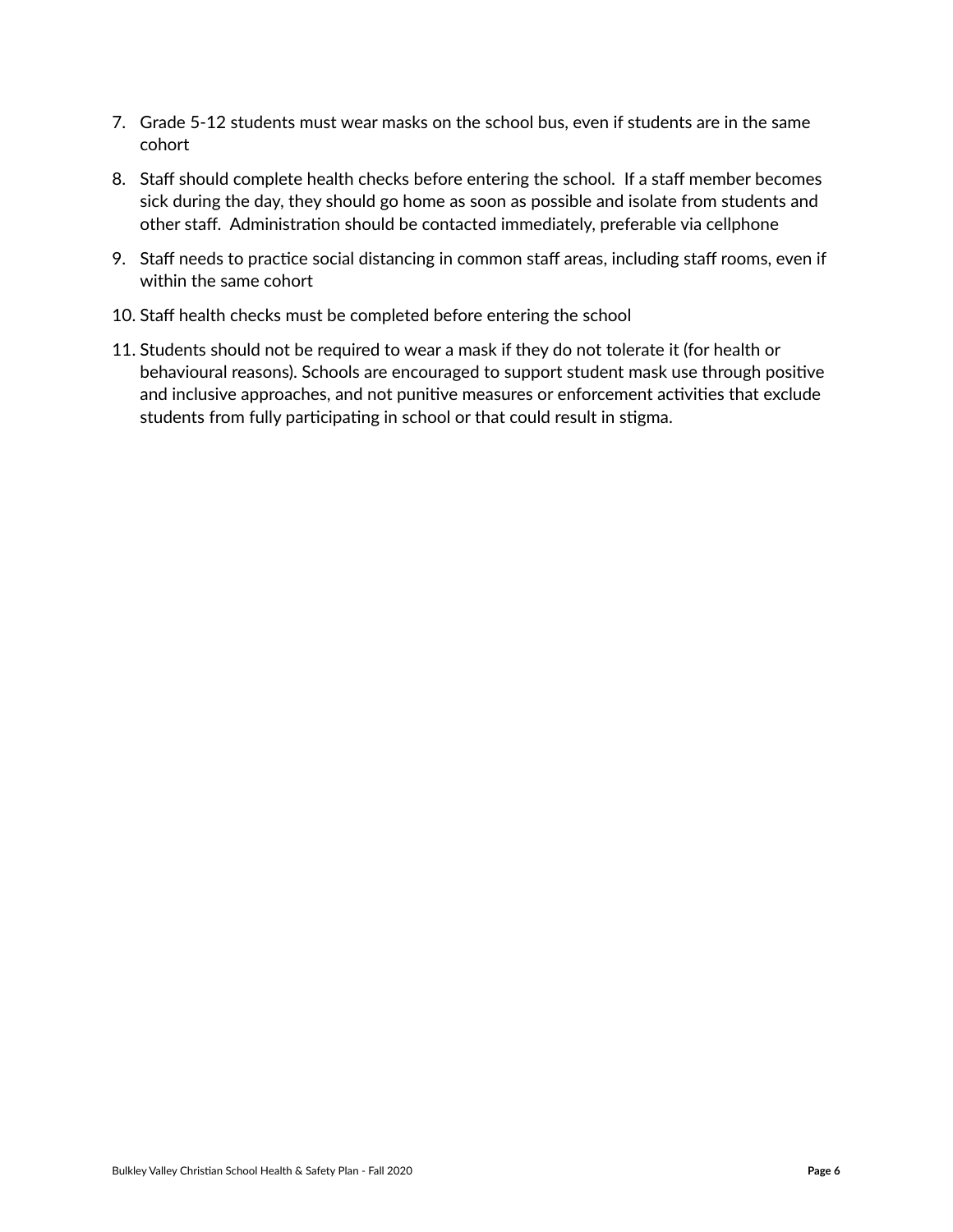7. Grade 5-12 students must wear masks on the school bus, even if students are in the same cohort
8. Staff should complete health checks before entering the school. If a staff member becomes sick during the day, they should go home as soon as possible and isolate from students and other staff. Administration should be contacted immediately, preferable via cellphone
9. Staff needs to practice social distancing in common staff areas, including staff rooms, even if within the same cohort
10. Staff health checks must be completed before entering the school
11. Students should not be required to wear a mask if they do not tolerate it (for health or behavioural reasons). Schools are encouraged to support student mask use through positive and inclusive approaches, and not punitive measures or enforcement activities that exclude students from fully participating in school or that could result in stigma.